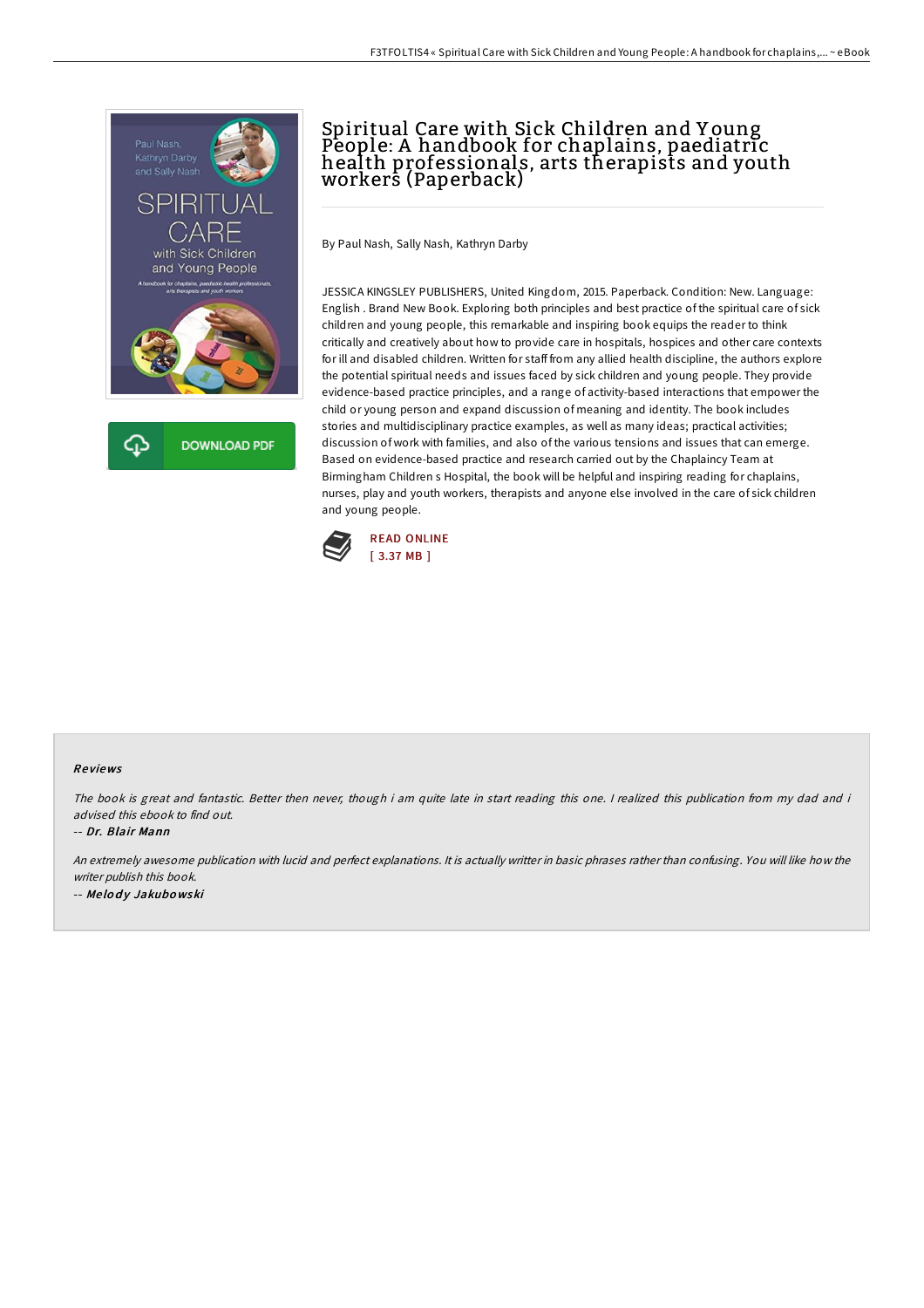# Spiritual Care with Sick Children and Young People: A handbook for chaplains, paediatric health professionals, arts therapists and youth workers (Paperback)

By Paul Nash, Sally Nash, Kathryn Darby

JESSICA KINGSLEY PUBLISHERS, United Kingdom, 2015. Paperback. Condition: New. Language: English . Brand New Book. Exploring both principles and best practice of the spiritual care of sick children and young people, this remarkable and inspiring book equips the reader to think critically and creatively about how to provide care in hospitals, hospices and other care contexts for ill and disabled children. Written for staff from any allied health discipline, the authors explore the potential spiritual needs and issues faced by sick children and young people. They provide evidence-based practice principles, and a range of activity-based interactions that empower the child or young person and expand discussion of meaning and identity. The book includes stories and multidisciplinary practice examples, as well as many ideas; practical activities; discussion of work with families, and also of the various tensions and issues that can emerge. Based on evidence-based practice and research carried out by the Chaplaincy Team at Birmingham Children s Hospital, the book will be helpful and inspiring reading for chaplains, nurses, play and youth workers, therapists and anyone else involved in the care of sick children and young people.

DOWNLOAD PDF

READ ONLINE
[ 3.37 MB ]

## Reviews

*The book is great and fantastic. Better then never, though i am quite late in start reading this one. I realized this publication from my dad and i advised this ebook to find out.*

-- *Dr. Blair Mann*

*An extremely awesome publication with lucid and perfect explanations. It is actually writter in basic phrases rather than confusing. You will like how the writer publish this book.*

-- *Melody Jakubowski*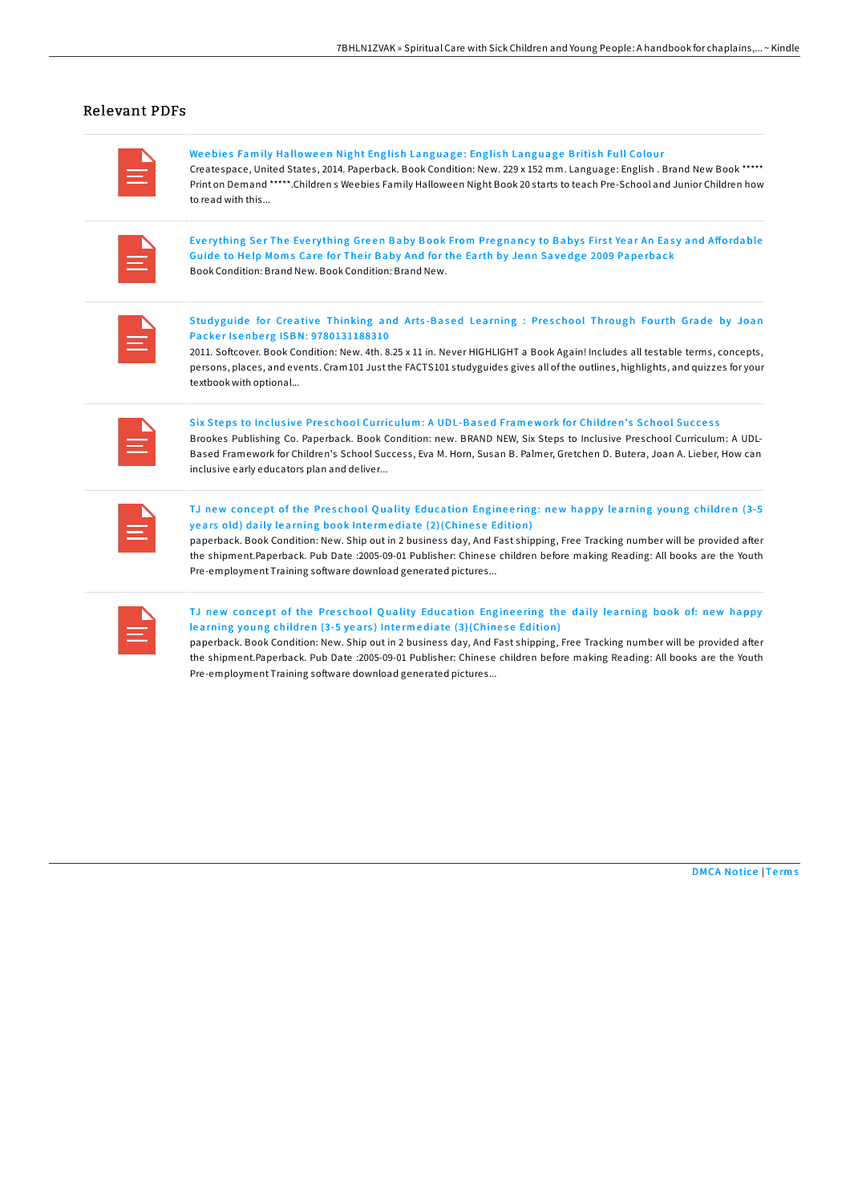## Relevant PDFs

**Weebies Family Halloween Night English Language: English Language British Full Colour**

Createspace, United States, 2014. Paperback. Book Condition: New. 229 x 152 mm. Language: English . Brand New Book ***** Print on Demand *****.Children s Weebies Family Halloween Night Book 20 starts to teach Pre-School and Junior Children how to read with this...

**Everything Ser The Everything Green Baby Book From Pregnancy to Babys First Year An Easy and Affordable Guide to Help Moms Care for Their Baby And for the Earth by Jenn Savedge 2009 Paperback**

Book Condition: Brand New. Book Condition: Brand New.

**Studyguide for Creative Thinking and Arts-Based Learning : Preschool Through Fourth Grade by Joan Packer Isenberg ISBN: 9780131188310**

2011. Softcover. Book Condition: New. 4th. 8.25 x 11 in. Never HIGHLIGHT a Book Again! Includes all testable terms, concepts, persons, places, and events. Cram101 Just the FACTS101 studyguides gives all of the outlines, highlights, and quizzes for your textbook with optional...

**Six Steps to Inclusive Preschool Curriculum: A UDL-Based Framework for Children's School Success**

Brookes Publishing Co. Paperback. Book Condition: new. BRAND NEW, Six Steps to Inclusive Preschool Curriculum: A UDL-Based Framework for Children's School Success, Eva M. Horn, Susan B. Palmer, Gretchen D. Butera, Joan A. Lieber, How can inclusive early educators plan and deliver...

**TJ new concept of the Preschool Quality Education Engineering: new happy learning young children (3-5 years old) daily learning book Intermediate (2)(Chinese Edition)**

paperback. Book Condition: New. Ship out in 2 business day, And Fast shipping, Free Tracking number will be provided after the shipment.Paperback. Pub Date :2005-09-01 Publisher: Chinese children before making Reading: All books are the Youth Pre-employment Training software download generated pictures...

**TJ new concept of the Preschool Quality Education Engineering the daily learning book of: new happy learning young children (3-5 years) Intermediate (3)(Chinese Edition)**

paperback. Book Condition: New. Ship out in 2 business day, And Fast shipping, Free Tracking number will be provided after the shipment.Paperback. Pub Date :2005-09-01 Publisher: Chinese children before making Reading: All books are the Youth Pre-employment Training software download generated pictures...